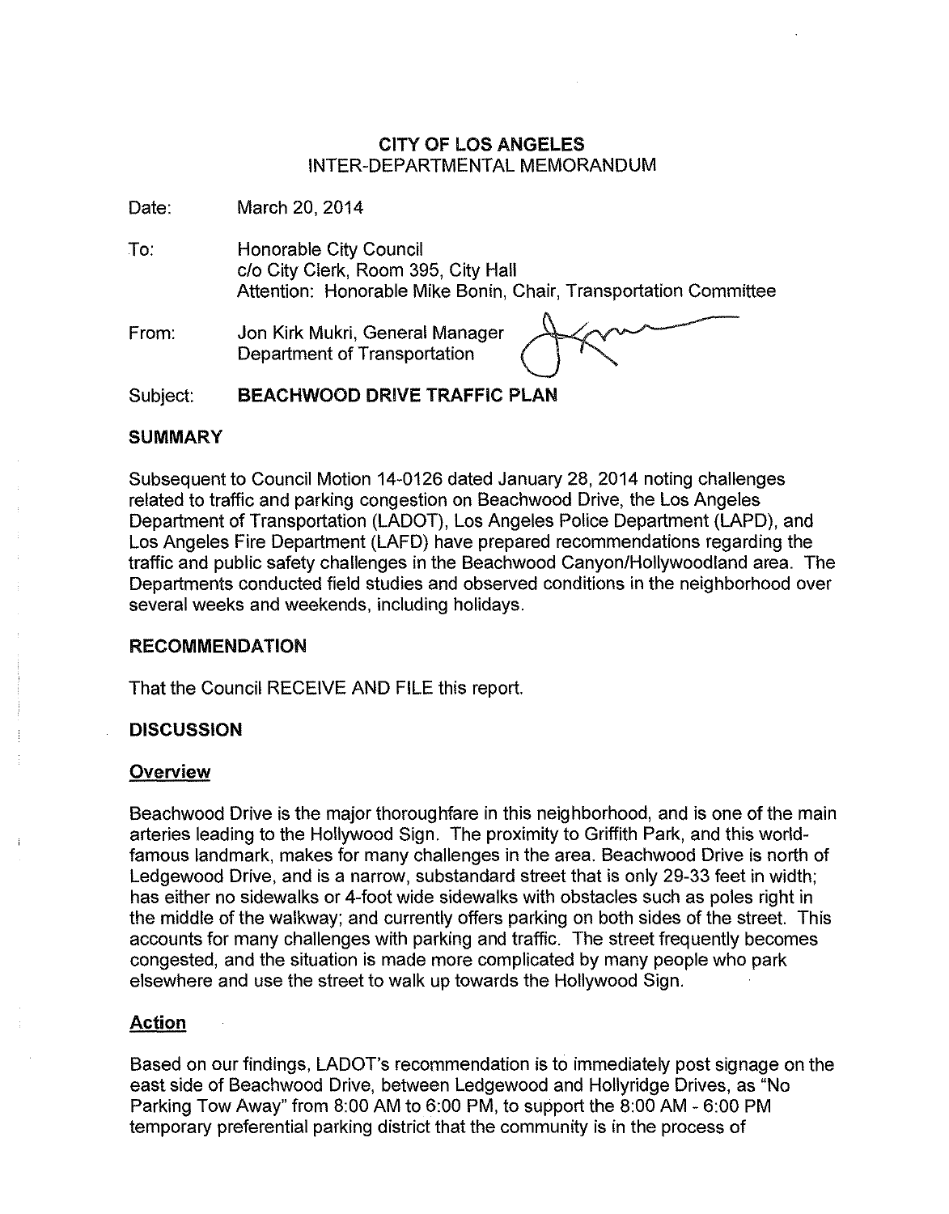**CITY OF LOS ANGELES**
INTER-DEPARTMENTAL MEMORANDUM

Date: March 20, 2014

To: Honorable City Council
c/o City Clerk, Room 395, City Hall
Attention: Honorable Mike Bonin, Chair, Transportation Committee

From: Jon Kirk Mukri, General Manager
Department of Transportation

Subject: **BEACHWOOD DRIVE TRAFFIC PLAN**

## SUMMARY

Subsequent to Council Motion 14-0126 dated January 28, 2014 noting challenges related to traffic and parking congestion on Beachwood Drive, the Los Angeles Department of Transportation (LADOT), Los Angeles Police Department (LAPD), and Los Angeles Fire Department (LAFD) have prepared recommendations regarding the traffic and public safety challenges in the Beachwood Canyon/Hollywoodland area. The Departments conducted field studies and observed conditions in the neighborhood over several weeks and weekends, including holidays.

## RECOMMENDATION

That the Council RECEIVE AND FILE this report.

## DISCUSSION

### Overview

Beachwood Drive is the major thoroughfare in this neighborhood, and is one of the main arteries leading to the Hollywood Sign. The proximity to Griffith Park, and this world-famous landmark, makes for many challenges in the area. Beachwood Drive is north of Ledgewood Drive, and is a narrow, substandard street that is only 29-33 feet in width; has either no sidewalks or 4-foot wide sidewalks with obstacles such as poles right in the middle of the walkway; and currently offers parking on both sides of the street. This accounts for many challenges with parking and traffic. The street frequently becomes congested, and the situation is made more complicated by many people who park elsewhere and use the street to walk up towards the Hollywood Sign.

### Action

Based on our findings, LADOT's recommendation is to immediately post signage on the east side of Beachwood Drive, between Ledgewood and Hollyridge Drives, as "No Parking Tow Away" from 8:00 AM to 6:00 PM, to support the 8:00 AM - 6:00 PM temporary preferential parking district that the community is in the process of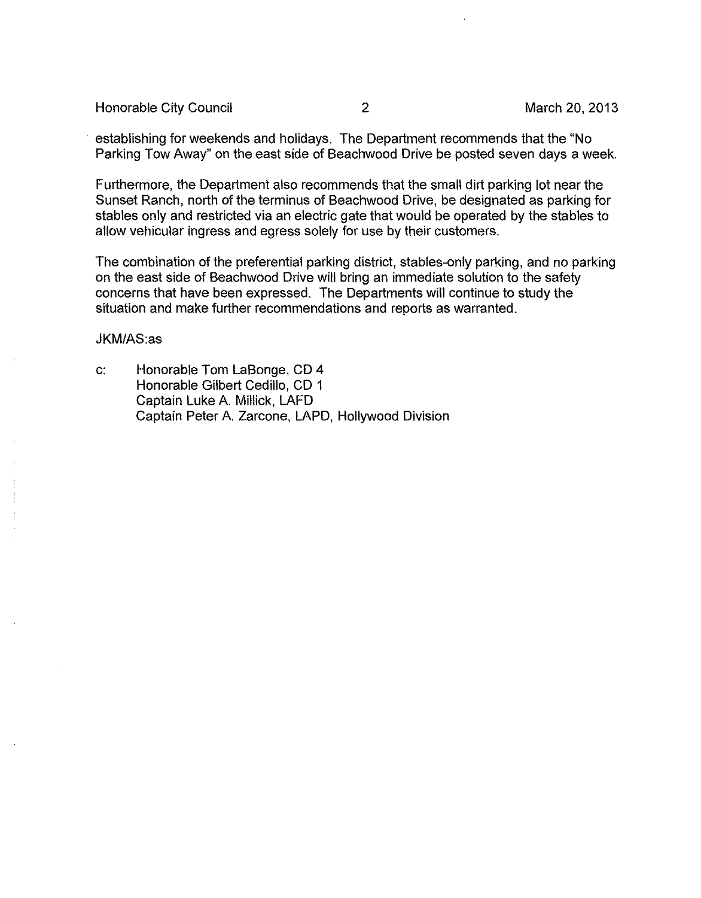establishing for weekends and holidays. The Department recommends that the "No Parking Tow Away" on the east side of Beachwood Drive be posted seven days a week.

Furthermore, the Department also recommends that the small dirt parking lot near the Sunset Ranch, north of the terminus of Beachwood Drive, be designated as parking for stables only and restricted via an electric gate that would be operated by the stables to allow vehicular ingress and egress solely for use by their customers.

The combination of the preferential parking district, stables-only parking, and no parking on the east side of Beachwood Drive will bring an immediate solution to the safety concerns that have been expressed. The Departments will continue to study the situation and make further recommendations and reports as warranted.

JKM/AS:as

c: Honorable Tom LaBonge, CD 4
Honorable Gilbert Cedillo, CD 1
Captain Luke A. Millick, LAFD
Captain Peter A. Zarcone, LAPD, Hollywood Division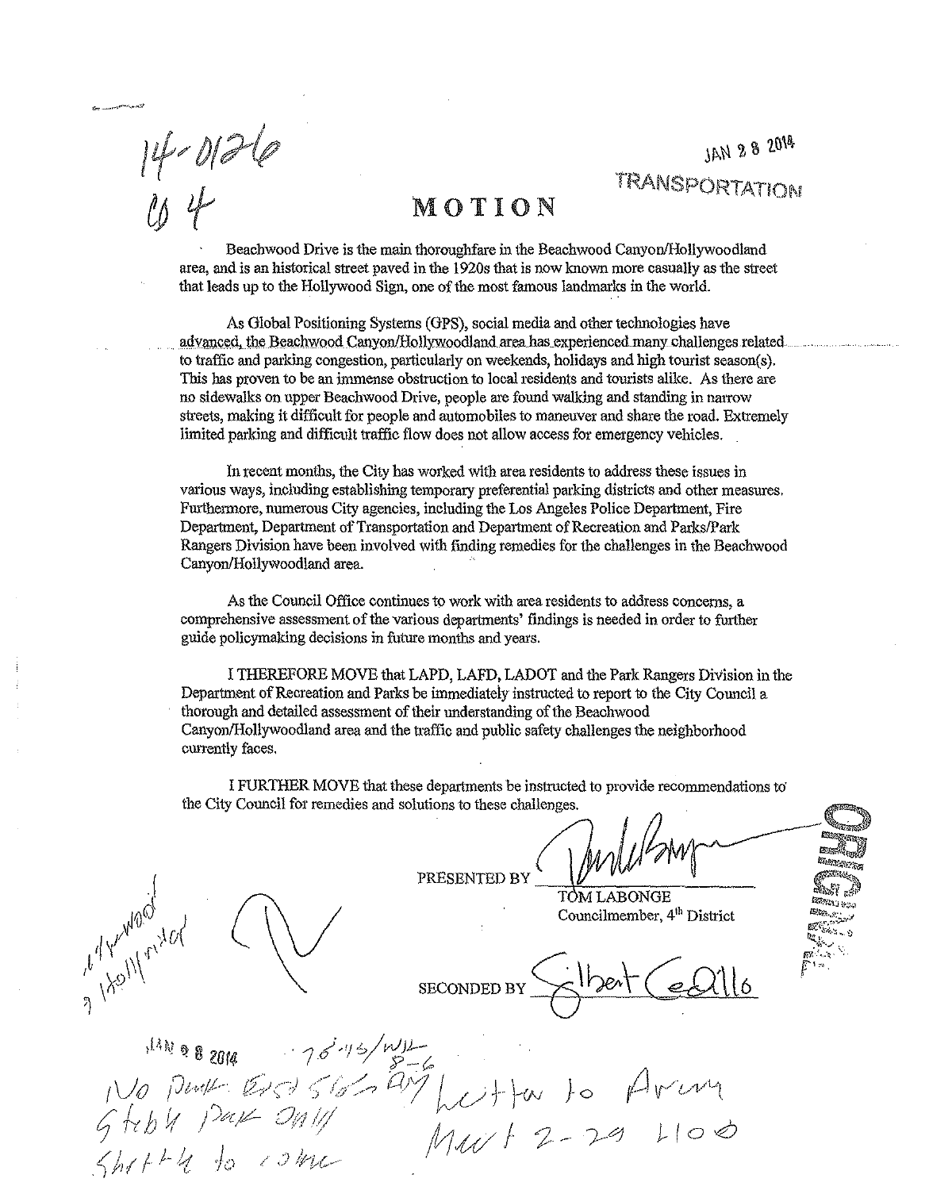14-0126
CD 4

JAN 28 2014

TRANSPORTATION

# MOTION

Beachwood Drive is the main thoroughfare in the Beachwood Canyon/Hollywoodland area, and is an historical street paved in the 1920s that is now known more casually as the street that leads up to the Hollywood Sign, one of the most famous landmarks in the world.

As Global Positioning Systems (GPS), social media and other technologies have advanced, the Beachwood Canyon/Hollywoodland area has experienced many challenges related to traffic and parking congestion, particularly on weekends, holidays and high tourist season(s). This has proven to be an immense obstruction to local residents and tourists alike. As there are no sidewalks on upper Beachwood Drive, people are found walking and standing in narrow streets, making it difficult for people and automobiles to maneuver and share the road. Extremely limited parking and difficult traffic flow does not allow access for emergency vehicles.

In recent months, the City has worked with area residents to address these issues in various ways, including establishing temporary preferential parking districts and other measures. Furthermore, numerous City agencies, including the Los Angeles Police Department, Fire Department, Department of Transportation and Department of Recreation and Parks/Park Rangers Division have been involved with finding remedies for the challenges in the Beachwood Canyon/Hollywoodland area.

As the Council Office continues to work with area residents to address concerns, a comprehensive assessment of the various departments' findings is needed in order to further guide policymaking decisions in future months and years.

I THEREFORE MOVE that LAPD, LAFD, LADOT and the Park Rangers Division in the Department of Recreation and Parks be immediately instructed to report to the City Council a thorough and detailed assessment of their understanding of the Beachwood Canyon/Hollywoodland area and the traffic and public safety challenges the neighborhood currently faces.

I FURTHER MOVE that these departments be instructed to provide recommendations to the City Council for remedies and solutions to these challenges.

PRESENTED BY [signature]
TOM LABONGE
Councilmember, 4th District

SECONDED BY [signature: Gilbert Cedillo]

JAN 28 2014 78-15/WJL 8-6

No Park East 5:00 AM
Stable Park Only
Shuttle to come

Letter to Army
Mart 2-29 1100